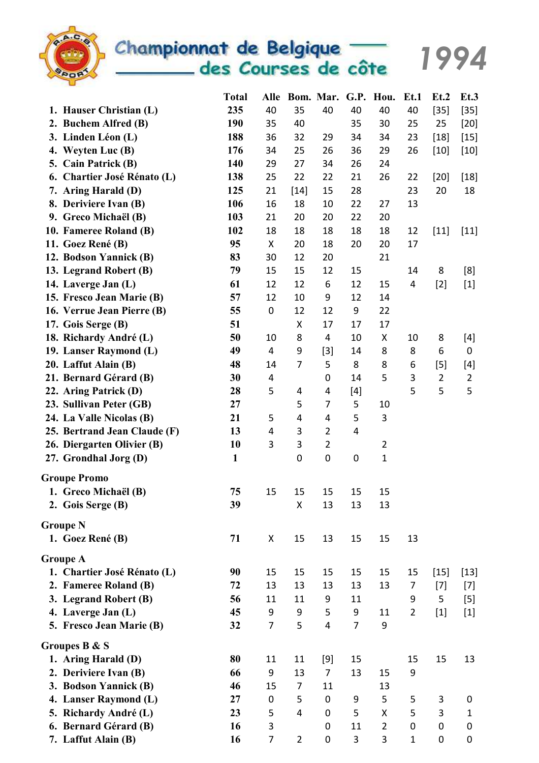# Championnat de Belgique des Courses de côte 1994

| | Total | Alle | Bom. | Mar. | G.P. | Hou. | Et.1 | Et.2 | Et.3 |
|---|---|---|---|---|---|---|---|---|---|
| 1. Hauser Christian (L) | 235 | 40 | 35 | 40 | 40 | 40 | 40 | [35] | [35] |
| 2. Buchem Alfred (B) | 190 | 35 | 40 | | 35 | 30 | 25 | 25 | [20] |
| 3. Linden Léon (L) | 188 | 36 | 32 | 29 | 34 | 34 | 23 | [18] | [15] |
| 4. Weyten Luc (B) | 176 | 34 | 25 | 26 | 36 | 29 | 26 | [10] | [10] |
| 5. Cain Patrick (B) | 140 | 29 | 27 | 34 | 26 | 24 | | | |
| 6. Chartier José Rénato (L) | 138 | 25 | 22 | 22 | 21 | 26 | 22 | [20] | [18] |
| 7. Aring Harald (D) | 125 | 21 | [14] | 15 | 28 | | 23 | 20 | 18 |
| 8. Deriviere Ivan (B) | 106 | 16 | 18 | 10 | 22 | 27 | 13 | | |
| 9. Greco Michaël (B) | 103 | 21 | 20 | 20 | 22 | 20 | | | |
| 10. Fameree Roland (B) | 102 | 18 | 18 | 18 | 18 | 18 | 12 | [11] | [11] |
| 11. Goez René (B) | 95 | X | 20 | 18 | 20 | 20 | 17 | | |
| 12. Bodson Yannick (B) | 83 | 30 | 12 | 20 | | 21 | | | |
| 13. Legrand Robert (B) | 79 | 15 | 15 | 12 | 15 | | 14 | 8 | [8] |
| 14. Laverge Jan (L) | 61 | 12 | 12 | 6 | 12 | 15 | 4 | [2] | [1] |
| 15. Fresco Jean Marie (B) | 57 | 12 | 10 | 9 | 12 | 14 | | | |
| 16. Verrue Jean Pierre (B) | 55 | 0 | 12 | 12 | 9 | 22 | | | |
| 17. Gois Serge (B) | 51 | | X | 17 | 17 | 17 | | | |
| 18. Richardy André (L) | 50 | 10 | 8 | 4 | 10 | X | 10 | 8 | [4] |
| 19. Lanser Raymond (L) | 49 | 4 | 9 | [3] | 14 | 8 | 8 | 6 | 0 |
| 20. Laffut Alain (B) | 48 | 14 | 7 | 5 | 8 | 8 | 6 | [5] | [4] |
| 21. Bernard Gérard (B) | 30 | 4 | | 0 | 14 | 5 | 3 | 2 | 2 |
| 22. Aring Patrick (D) | 28 | 5 | 4 | 4 | [4] | | 5 | 5 | 5 |
| 23. Sullivan Peter (GB) | 27 | | 5 | 7 | 5 | 10 | | | |
| 24. La Valle Nicolas (B) | 21 | 5 | 4 | 4 | 5 | 3 | | | |
| 25. Bertrand Jean Claude (F) | 13 | 4 | 3 | 2 | 4 | | | | |
| 26. Diergarten Olivier (B) | 10 | 3 | 3 | 2 | | 2 | | | |
| 27. Grondhal Jorg (D) | 1 | | 0 | 0 | 0 | 1 | | | |

## Groupe Promo

| | Total | Alle | Bom. | Mar. | G.P. | Hou. | Et.1 | Et.2 | Et.3 |
|---|---|---|---|---|---|---|---|---|---|
| 1. Greco Michaël (B) | 75 | 15 | 15 | 15 | 15 | 15 | | | |
| 2. Gois Serge (B) | 39 | | X | 13 | 13 | 13 | | | |

## Groupe N

| | Total | Alle | Bom. | Mar. | G.P. | Hou. | Et.1 | Et.2 | Et.3 |
|---|---|---|---|---|---|---|---|---|---|
| 1. Goez René (B) | 71 | X | 15 | 13 | 15 | 15 | 13 | | |

## Groupe A

| | Total | Alle | Bom. | Mar. | G.P. | Hou. | Et.1 | Et.2 | Et.3 |
|---|---|---|---|---|---|---|---|---|---|
| 1. Chartier José Rénato (L) | 90 | 15 | 15 | 15 | 15 | 15 | 15 | [15] | [13] |
| 2. Fameree Roland (B) | 72 | 13 | 13 | 13 | 13 | 13 | 7 | [7] | [7] |
| 3. Legrand Robert (B) | 56 | 11 | 11 | 9 | 11 | | 9 | 5 | [5] |
| 4. Laverge Jan (L) | 45 | 9 | 9 | 5 | 9 | 11 | 2 | [1] | [1] |
| 5. Fresco Jean Marie (B) | 32 | 7 | 5 | 4 | 7 | 9 | | | |

## Groupes B & S

| | Total | Alle | Bom. | Mar. | G.P. | Hou. | Et.1 | Et.2 | Et.3 |
|---|---|---|---|---|---|---|---|---|---|
| 1. Aring Harald (D) | 80 | 11 | 11 | [9] | 15 | | 15 | 15 | 13 |
| 2. Deriviere Ivan (B) | 66 | 9 | 13 | 7 | 13 | 15 | 9 | | |
| 3. Bodson Yannick (B) | 46 | 15 | 7 | 11 | | 13 | | | |
| 4. Lanser Raymond (L) | 27 | 0 | 5 | 0 | 9 | 5 | 5 | 3 | 0 |
| 5. Richardy André (L) | 23 | 5 | 4 | 0 | 5 | X | 5 | 3 | 1 |
| 6. Bernard Gérard (B) | 16 | 3 | | 0 | 11 | 2 | 0 | 0 | 0 |
| 7. Laffut Alain (B) | 16 | 7 | 2 | 0 | 3 | 3 | 1 | 0 | 0 |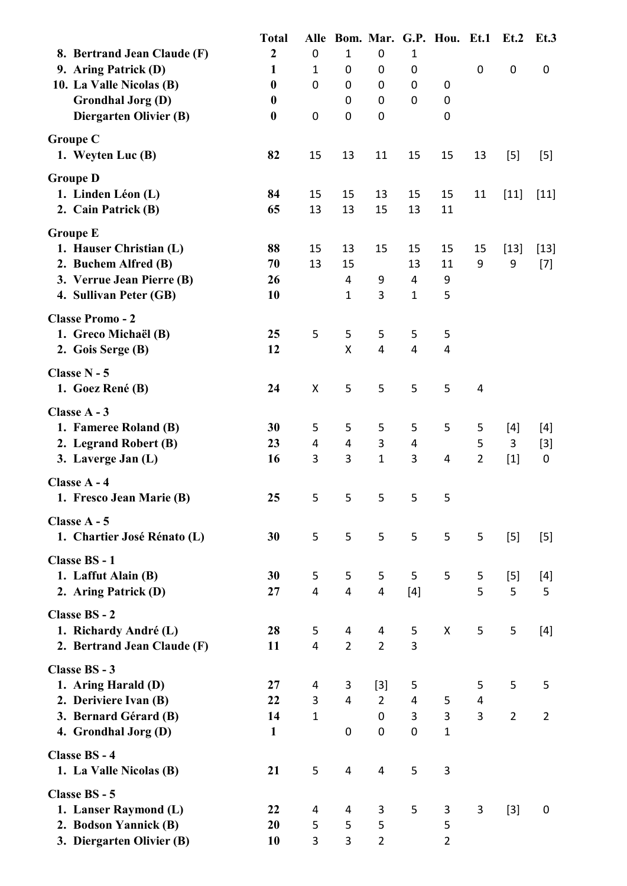| | Total | Alle | Bom. | Mar. | G.P. | Hou. | Et.1 | Et.2 | Et.3 |
|---|---|---|---|---|---|---|---|---|---|
| **8. Bertrand Jean Claude (F)** | **2** | 0 | 1 | 0 | 1 | | | | |
| **9. Aring Patrick (D)** | **1** | 1 | 0 | 0 | 0 | | 0 | 0 | 0 |
| **10. La Valle Nicolas (B)** | **0** | 0 | 0 | 0 | 0 | 0 | | | |
| **Grondhal Jorg (D)** | **0** | | 0 | 0 | 0 | 0 | | | |
| **Diergarten Olivier (B)** | **0** | 0 | 0 | 0 | | 0 | | | |
| **Groupe C** | | | | | | | | | |
| **1. Weyten Luc (B)** | **82** | 15 | 13 | 11 | 15 | 15 | 13 | [5] | [5] |
| **Groupe D** | | | | | | | | | |
| **1. Linden Léon (L)** | **84** | 15 | 15 | 13 | 15 | 15 | 11 | [11] | [11] |
| **2. Cain Patrick (B)** | **65** | 13 | 13 | 15 | 13 | 11 | | | |
| **Groupe E** | | | | | | | | | |
| **1. Hauser Christian (L)** | **88** | 15 | 13 | 15 | 15 | 15 | 15 | [13] | [13] |
| **2. Buchem Alfred (B)** | **70** | 13 | 15 | | 13 | 11 | 9 | 9 | [7] |
| **3. Verrue Jean Pierre (B)** | **26** | | 4 | 9 | 4 | 9 | | | |
| **4. Sullivan Peter (GB)** | **10** | | 1 | 3 | 1 | 5 | | | |
| **Classe Promo - 2** | | | | | | | | | |
| **1. Greco Michaël (B)** | **25** | 5 | 5 | 5 | 5 | 5 | | | |
| **2. Gois Serge (B)** | **12** | | X | 4 | 4 | 4 | | | |
| **Classe N - 5** | | | | | | | | | |
| **1. Goez René (B)** | **24** | X | 5 | 5 | 5 | 5 | 4 | | |
| **Classe A - 3** | | | | | | | | | |
| **1. Fameree Roland (B)** | **30** | 5 | 5 | 5 | 5 | 5 | 5 | [4] | [4] |
| **2. Legrand Robert (B)** | **23** | 4 | 4 | 3 | 4 | | 5 | 3 | [3] |
| **3. Laverge Jan (L)** | **16** | 3 | 3 | 1 | 3 | 4 | 2 | [1] | 0 |
| **Classe A - 4** | | | | | | | | | |
| **1. Fresco Jean Marie (B)** | **25** | 5 | 5 | 5 | 5 | 5 | | | |
| **Classe A - 5** | | | | | | | | | |
| **1. Chartier José Rénato (L)** | **30** | 5 | 5 | 5 | 5 | 5 | 5 | [5] | [5] |
| **Classe BS - 1** | | | | | | | | | |
| **1. Laffut Alain (B)** | **30** | 5 | 5 | 5 | 5 | 5 | 5 | [5] | [4] |
| **2. Aring Patrick (D)** | **27** | 4 | 4 | 4 | [4] | | 5 | 5 | 5 |
| **Classe BS - 2** | | | | | | | | | |
| **1. Richardy André (L)** | **28** | 5 | 4 | 4 | 5 | X | 5 | 5 | [4] |
| **2. Bertrand Jean Claude (F)** | **11** | 4 | 2 | 2 | 3 | | | | |
| **Classe BS - 3** | | | | | | | | | |
| **1. Aring Harald (D)** | **27** | 4 | 3 | [3] | 5 | | 5 | 5 | 5 |
| **2. Deriviere Ivan (B)** | **22** | 3 | 4 | 2 | 4 | 5 | 4 | | |
| **3. Bernard Gérard (B)** | **14** | 1 | | 0 | 3 | 3 | 3 | 2 | 2 |
| **4. Grondhal Jorg (D)** | **1** | | 0 | 0 | 0 | 1 | | | |
| **Classe BS - 4** | | | | | | | | | |
| **1. La Valle Nicolas (B)** | **21** | 5 | 4 | 4 | 5 | 3 | | | |
| **Classe BS - 5** | | | | | | | | | |
| **1. Lanser Raymond (L)** | **22** | 4 | 4 | 3 | 5 | 3 | 3 | [3] | 0 |
| **2. Bodson Yannick (B)** | **20** | 5 | 5 | 5 | | 5 | | | |
| **3. Diergarten Olivier (B)** | **10** | 3 | 3 | 2 | | 2 | | | |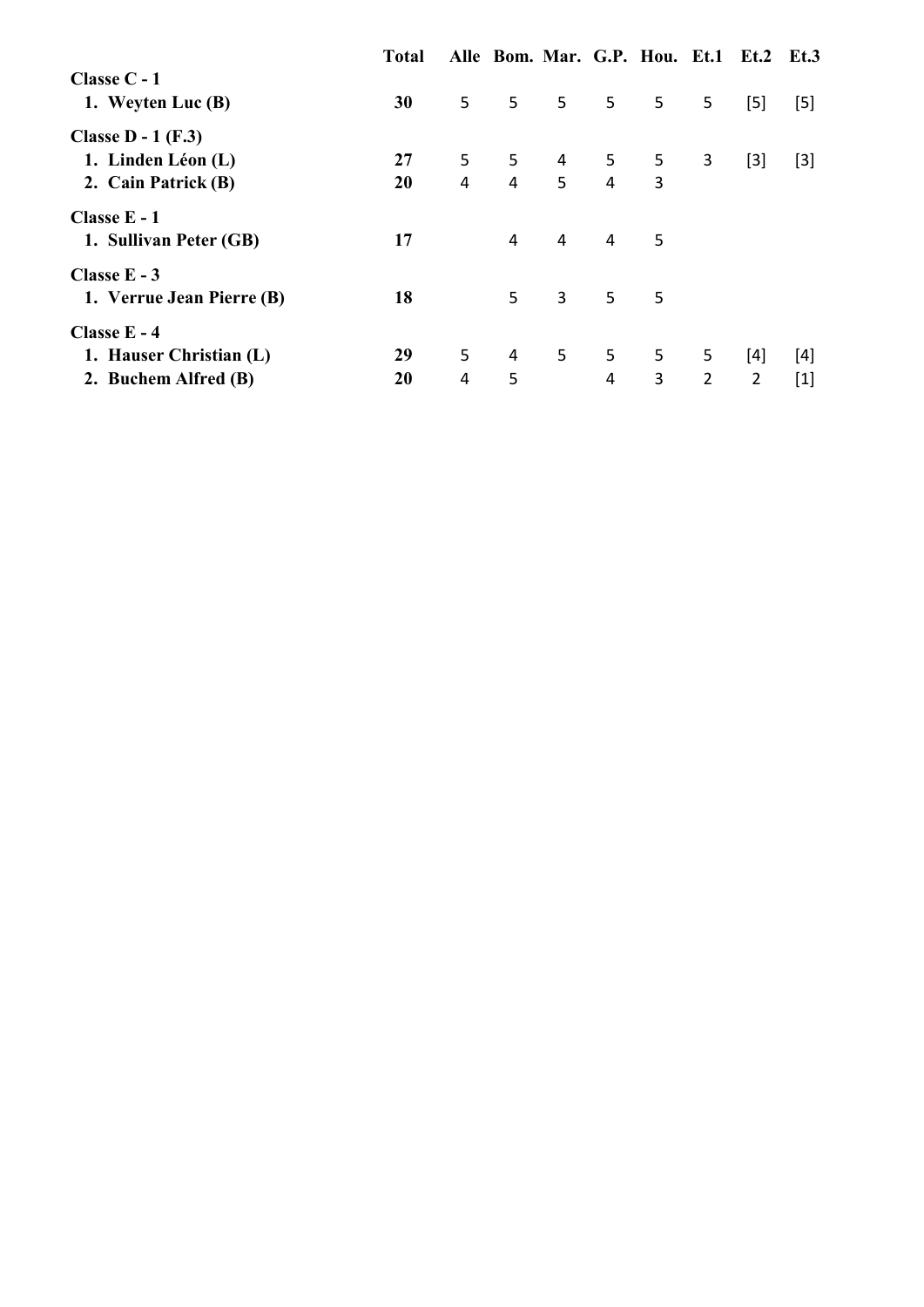| | Total | Alle | Bom. | Mar. | G.P. | Hou. | Et.1 | Et.2 | Et.3 |
|---|---|---|---|---|---|---|---|---|---|
| **Classe C - 1** | | | | | | | | | |
| **1. Weyten Luc (B)** | **30** | 5 | 5 | 5 | 5 | 5 | 5 | [5] | [5] |
| **Classe D - 1 (F.3)** | | | | | | | | | |
| **1. Linden Léon (L)** | **27** | 5 | 5 | 4 | 5 | 5 | 3 | [3] | [3] |
| **2. Cain Patrick (B)** | **20** | 4 | 4 | 5 | 4 | 3 | | | |
| **Classe E - 1** | | | | | | | | | |
| **1. Sullivan Peter (GB)** | **17** | | 4 | 4 | 4 | 5 | | | |
| **Classe E - 3** | | | | | | | | | |
| **1. Verrue Jean Pierre (B)** | **18** | | 5 | 3 | 5 | 5 | | | |
| **Classe E - 4** | | | | | | | | | |
| **1. Hauser Christian (L)** | **29** | 5 | 4 | 5 | 5 | 5 | 5 | [4] | [4] |
| **2. Buchem Alfred (B)** | **20** | 4 | 5 | | 4 | 3 | 2 | 2 | [1] |